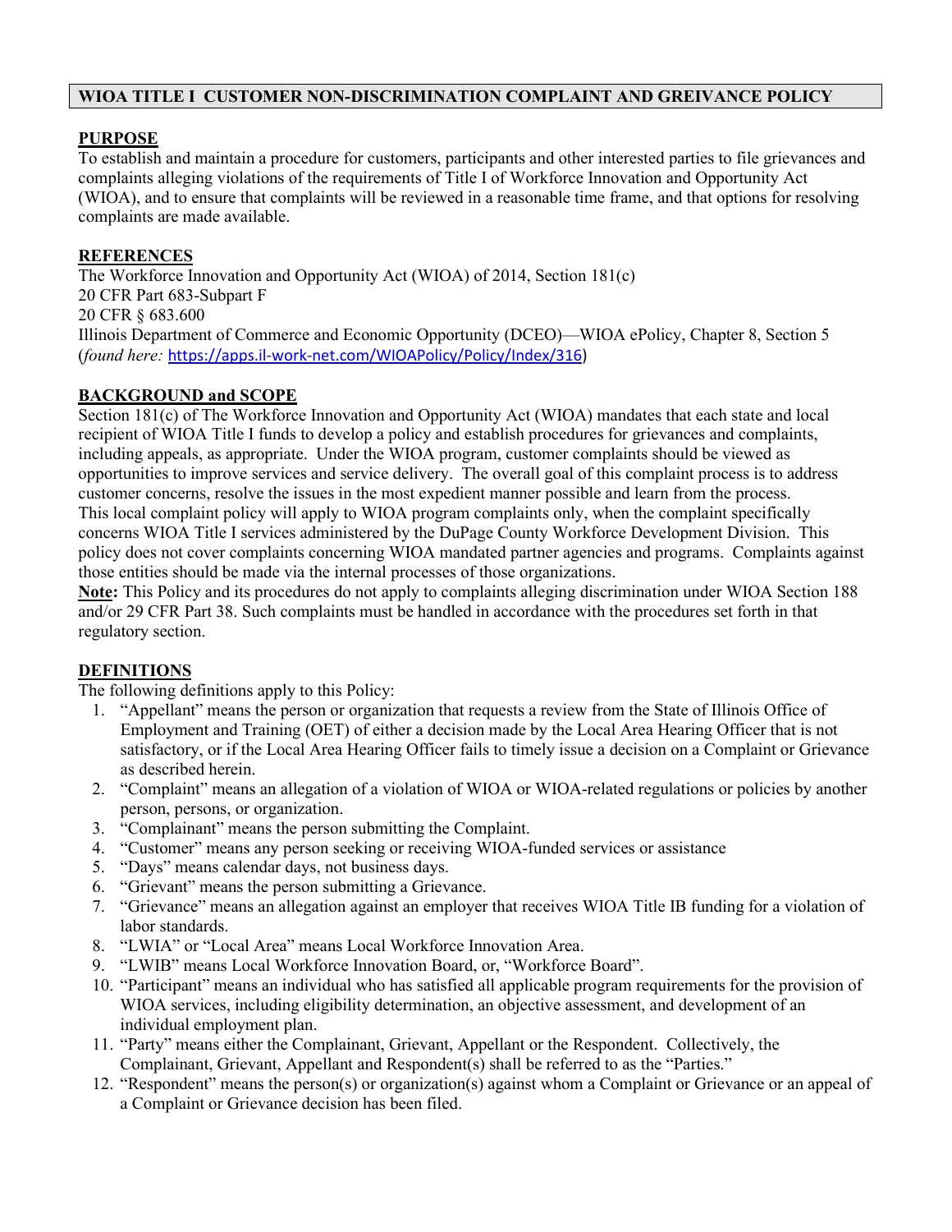# WIOA TITLE I CUSTOMER NON-DISCRIMINATION COMPLAINT AND GREIVANCE POLICY

## PURPOSE

To establish and maintain a procedure for customers, participants and other interested parties to file grievances and complaints alleging violations of the requirements of Title I of Workforce Innovation and Opportunity Act (WIOA), and to ensure that complaints will be reviewed in a reasonable time frame, and that options for resolving complaints are made available.

## REFERENCES

The Workforce Innovation and Opportunity Act (WIOA) of 2014, Section 181(c)
20 CFR Part 683-Subpart F
20 CFR § 683.600
Illinois Department of Commerce and Economic Opportunity (DCEO)—WIOA ePolicy, Chapter 8, Section 5 (*found here:* https://apps.il-work-net.com/WIOAPolicy/Policy/Index/316)

## BACKGROUND and SCOPE

Section 181(c) of The Workforce Innovation and Opportunity Act (WIOA) mandates that each state and local recipient of WIOA Title I funds to develop a policy and establish procedures for grievances and complaints, including appeals, as appropriate. Under the WIOA program, customer complaints should be viewed as opportunities to improve services and service delivery. The overall goal of this complaint process is to address customer concerns, resolve the issues in the most expedient manner possible and learn from the process. This local complaint policy will apply to WIOA program complaints only, when the complaint specifically concerns WIOA Title I services administered by the DuPage County Workforce Development Division. This policy does not cover complaints concerning WIOA mandated partner agencies and programs. Complaints against those entities should be made via the internal processes of those organizations.

**Note:** This Policy and its procedures do not apply to complaints alleging discrimination under WIOA Section 188 and/or 29 CFR Part 38. Such complaints must be handled in accordance with the procedures set forth in that regulatory section.

## DEFINITIONS

The following definitions apply to this Policy:

1. "Appellant" means the person or organization that requests a review from the State of Illinois Office of Employment and Training (OET) of either a decision made by the Local Area Hearing Officer that is not satisfactory, or if the Local Area Hearing Officer fails to timely issue a decision on a Complaint or Grievance as described herein.
2. "Complaint" means an allegation of a violation of WIOA or WIOA-related regulations or policies by another person, persons, or organization.
3. "Complainant" means the person submitting the Complaint.
4. "Customer" means any person seeking or receiving WIOA-funded services or assistance
5. "Days" means calendar days, not business days.
6. "Grievant" means the person submitting a Grievance.
7. "Grievance" means an allegation against an employer that receives WIOA Title IB funding for a violation of labor standards.
8. "LWIA" or "Local Area" means Local Workforce Innovation Area.
9. "LWIB" means Local Workforce Innovation Board, or, "Workforce Board".
10. "Participant" means an individual who has satisfied all applicable program requirements for the provision of WIOA services, including eligibility determination, an objective assessment, and development of an individual employment plan.
11. "Party" means either the Complainant, Grievant, Appellant or the Respondent. Collectively, the Complainant, Grievant, Appellant and Respondent(s) shall be referred to as the "Parties."
12. "Respondent" means the person(s) or organization(s) against whom a Complaint or Grievance or an appeal of a Complaint or Grievance decision has been filed.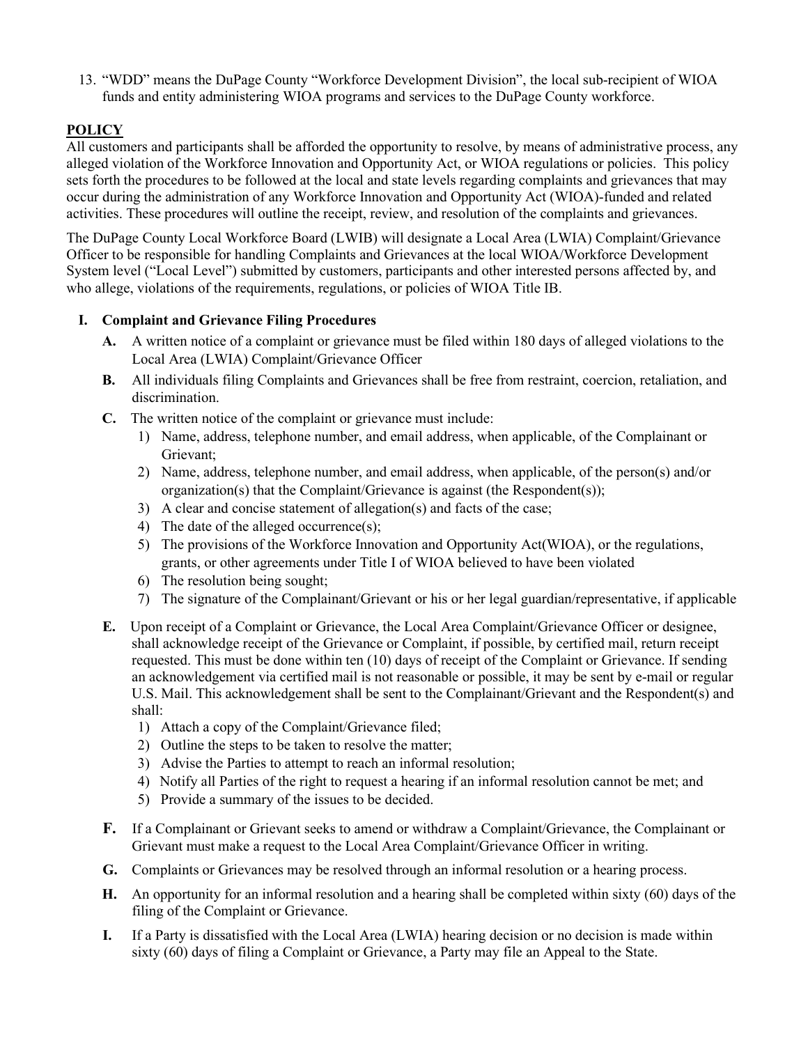13. "WDD" means the DuPage County "Workforce Development Division", the local sub-recipient of WIOA funds and entity administering WIOA programs and services to the DuPage County workforce.

## POLICY

All customers and participants shall be afforded the opportunity to resolve, by means of administrative process, any alleged violation of the Workforce Innovation and Opportunity Act, or WIOA regulations or policies. This policy sets forth the procedures to be followed at the local and state levels regarding complaints and grievances that may occur during the administration of any Workforce Innovation and Opportunity Act (WIOA)-funded and related activities. These procedures will outline the receipt, review, and resolution of the complaints and grievances.

The DuPage County Local Workforce Board (LWIB) will designate a Local Area (LWIA) Complaint/Grievance Officer to be responsible for handling Complaints and Grievances at the local WIOA/Workforce Development System level ("Local Level") submitted by customers, participants and other interested persons affected by, and who allege, violations of the requirements, regulations, or policies of WIOA Title IB.

### I. Complaint and Grievance Filing Procedures

**A.** A written notice of a complaint or grievance must be filed within 180 days of alleged violations to the Local Area (LWIA) Complaint/Grievance Officer

**B.** All individuals filing Complaints and Grievances shall be free from restraint, coercion, retaliation, and discrimination.

**C.** The written notice of the complaint or grievance must include:

1) Name, address, telephone number, and email address, when applicable, of the Complainant or Grievant;
2) Name, address, telephone number, and email address, when applicable, of the person(s) and/or organization(s) that the Complaint/Grievance is against (the Respondent(s));
3) A clear and concise statement of allegation(s) and facts of the case;
4) The date of the alleged occurrence(s);
5) The provisions of the Workforce Innovation and Opportunity Act(WIOA), or the regulations, grants, or other agreements under Title I of WIOA believed to have been violated
6) The resolution being sought;
7) The signature of the Complainant/Grievant or his or her legal guardian/representative, if applicable

**E.** Upon receipt of a Complaint or Grievance, the Local Area Complaint/Grievance Officer or designee, shall acknowledge receipt of the Grievance or Complaint, if possible, by certified mail, return receipt requested. This must be done within ten (10) days of receipt of the Complaint or Grievance. If sending an acknowledgement via certified mail is not reasonable or possible, it may be sent by e-mail or regular U.S. Mail. This acknowledgement shall be sent to the Complainant/Grievant and the Respondent(s) and shall:

1) Attach a copy of the Complaint/Grievance filed;
2) Outline the steps to be taken to resolve the matter;
3) Advise the Parties to attempt to reach an informal resolution;
4) Notify all Parties of the right to request a hearing if an informal resolution cannot be met; and
5) Provide a summary of the issues to be decided.

**F.** If a Complainant or Grievant seeks to amend or withdraw a Complaint/Grievance, the Complainant or Grievant must make a request to the Local Area Complaint/Grievance Officer in writing.

**G.** Complaints or Grievances may be resolved through an informal resolution or a hearing process.

**H.** An opportunity for an informal resolution and a hearing shall be completed within sixty (60) days of the filing of the Complaint or Grievance.

**I.** If a Party is dissatisfied with the Local Area (LWIA) hearing decision or no decision is made within sixty (60) days of filing a Complaint or Grievance, a Party may file an Appeal to the State.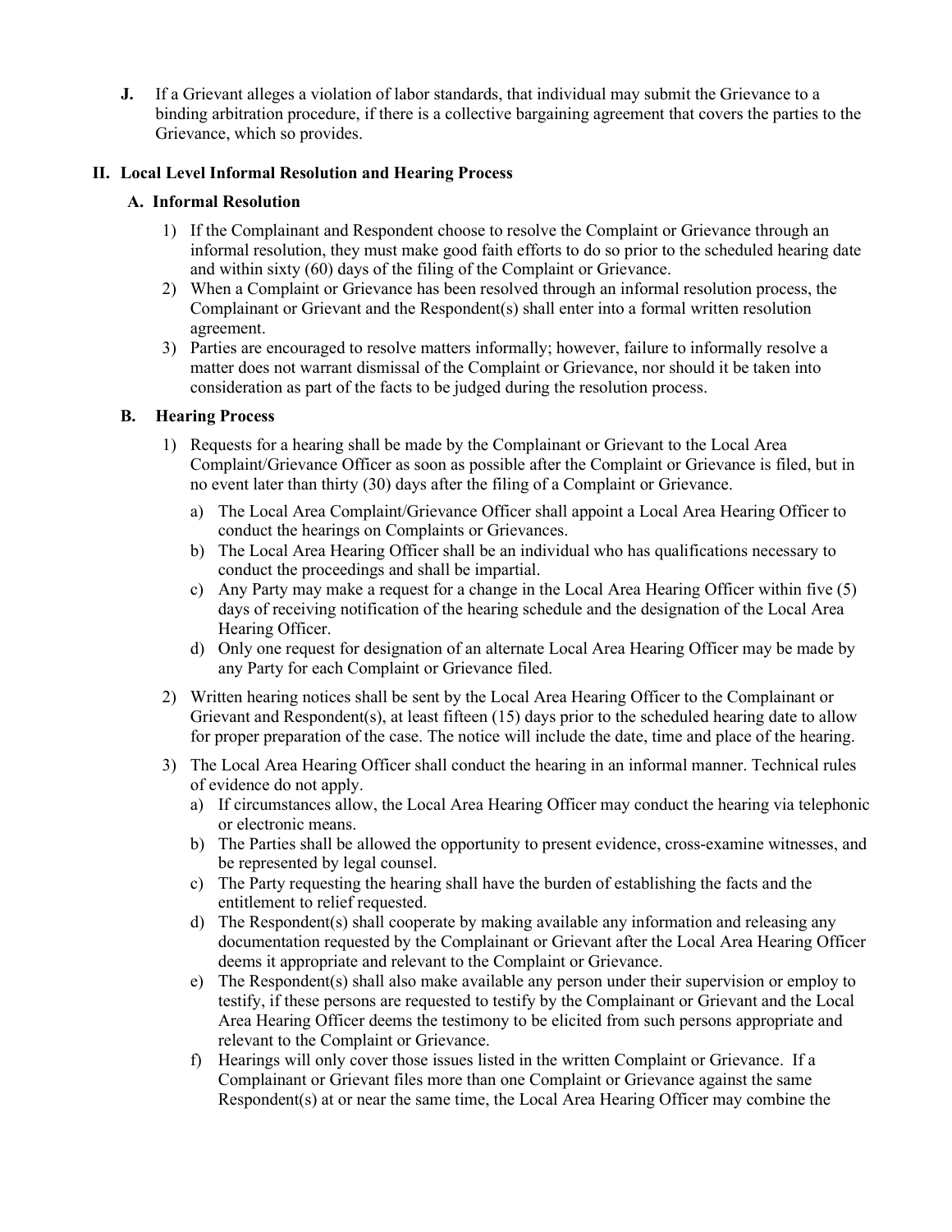**J.** If a Grievant alleges a violation of labor standards, that individual may submit the Grievance to a binding arbitration procedure, if there is a collective bargaining agreement that covers the parties to the Grievance, which so provides.

## II. Local Level Informal Resolution and Hearing Process

### A. Informal Resolution

1) If the Complainant and Respondent choose to resolve the Complaint or Grievance through an informal resolution, they must make good faith efforts to do so prior to the scheduled hearing date and within sixty (60) days of the filing of the Complaint or Grievance.
2) When a Complaint or Grievance has been resolved through an informal resolution process, the Complainant or Grievant and the Respondent(s) shall enter into a formal written resolution agreement.
3) Parties are encouraged to resolve matters informally; however, failure to informally resolve a matter does not warrant dismissal of the Complaint or Grievance, nor should it be taken into consideration as part of the facts to be judged during the resolution process.

### B. Hearing Process

1) Requests for a hearing shall be made by the Complainant or Grievant to the Local Area Complaint/Grievance Officer as soon as possible after the Complaint or Grievance is filed, but in no event later than thirty (30) days after the filing of a Complaint or Grievance.
   a) The Local Area Complaint/Grievance Officer shall appoint a Local Area Hearing Officer to conduct the hearings on Complaints or Grievances.
   b) The Local Area Hearing Officer shall be an individual who has qualifications necessary to conduct the proceedings and shall be impartial.
   c) Any Party may make a request for a change in the Local Area Hearing Officer within five (5) days of receiving notification of the hearing schedule and the designation of the Local Area Hearing Officer.
   d) Only one request for designation of an alternate Local Area Hearing Officer may be made by any Party for each Complaint or Grievance filed.
2) Written hearing notices shall be sent by the Local Area Hearing Officer to the Complainant or Grievant and Respondent(s), at least fifteen (15) days prior to the scheduled hearing date to allow for proper preparation of the case. The notice will include the date, time and place of the hearing.
3) The Local Area Hearing Officer shall conduct the hearing in an informal manner. Technical rules of evidence do not apply.
   a) If circumstances allow, the Local Area Hearing Officer may conduct the hearing via telephonic or electronic means.
   b) The Parties shall be allowed the opportunity to present evidence, cross-examine witnesses, and be represented by legal counsel.
   c) The Party requesting the hearing shall have the burden of establishing the facts and the entitlement to relief requested.
   d) The Respondent(s) shall cooperate by making available any information and releasing any documentation requested by the Complainant or Grievant after the Local Area Hearing Officer deems it appropriate and relevant to the Complaint or Grievance.
   e) The Respondent(s) shall also make available any person under their supervision or employ to testify, if these persons are requested to testify by the Complainant or Grievant and the Local Area Hearing Officer deems the testimony to be elicited from such persons appropriate and relevant to the Complaint or Grievance.
   f) Hearings will only cover those issues listed in the written Complaint or Grievance. If a Complainant or Grievant files more than one Complaint or Grievance against the same Respondent(s) at or near the same time, the Local Area Hearing Officer may combine the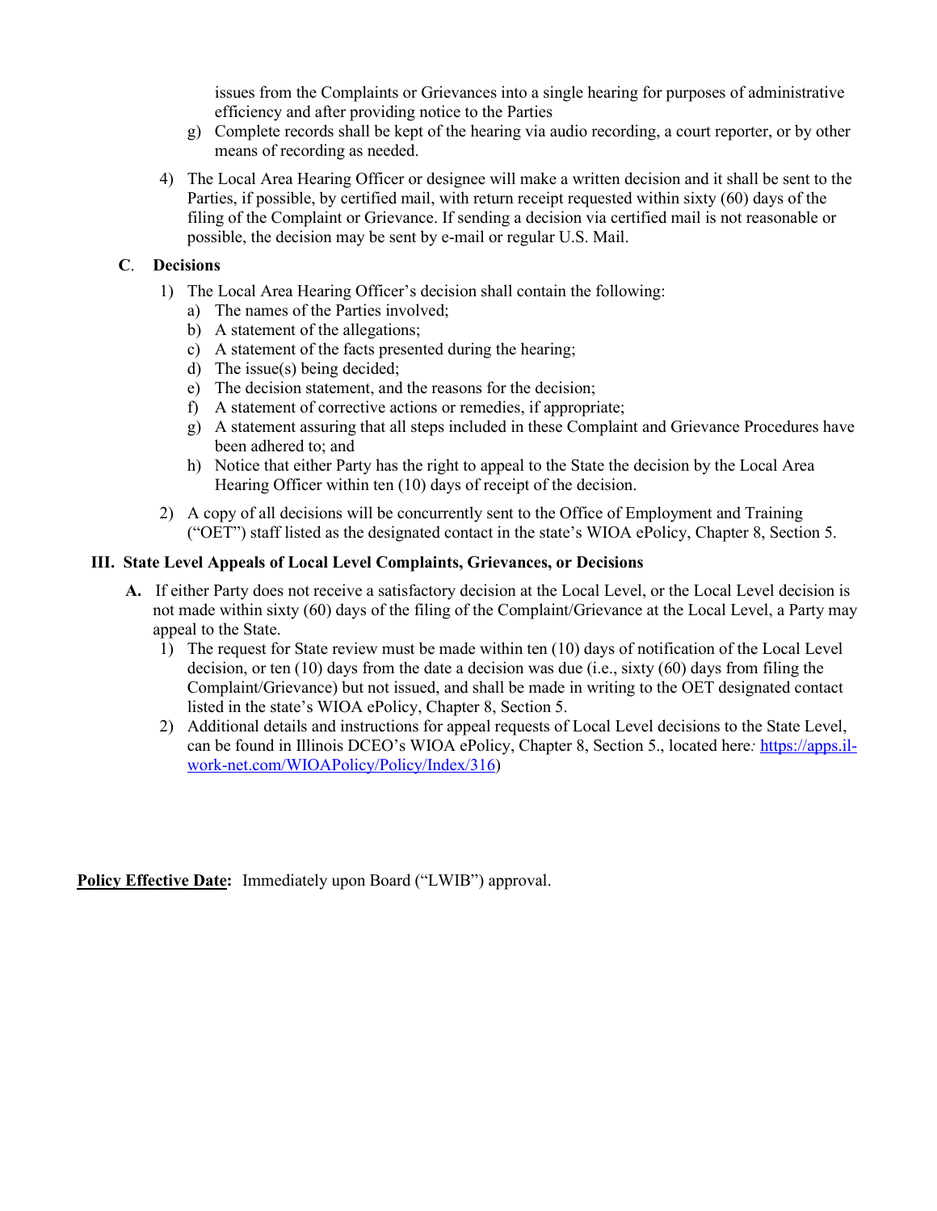issues from the Complaints or Grievances into a single hearing for purposes of administrative efficiency and after providing notice to the Parties

g) Complete records shall be kept of the hearing via audio recording, a court reporter, or by other means of recording as needed.

4) The Local Area Hearing Officer or designee will make a written decision and it shall be sent to the Parties, if possible, by certified mail, with return receipt requested within sixty (60) days of the filing of the Complaint or Grievance. If sending a decision via certified mail is not reasonable or possible, the decision may be sent by e-mail or regular U.S. Mail.

**C. Decisions**

1) The Local Area Hearing Officer's decision shall contain the following:
   a) The names of the Parties involved;
   b) A statement of the allegations;
   c) A statement of the facts presented during the hearing;
   d) The issue(s) being decided;
   e) The decision statement, and the reasons for the decision;
   f) A statement of corrective actions or remedies, if appropriate;
   g) A statement assuring that all steps included in these Complaint and Grievance Procedures have been adhered to; and
   h) Notice that either Party has the right to appeal to the State the decision by the Local Area Hearing Officer within ten (10) days of receipt of the decision.

2) A copy of all decisions will be concurrently sent to the Office of Employment and Training ("OET") staff listed as the designated contact in the state's WIOA ePolicy, Chapter 8, Section 5.

**III. State Level Appeals of Local Level Complaints, Grievances, or Decisions**

**A.** If either Party does not receive a satisfactory decision at the Local Level, or the Local Level decision is not made within sixty (60) days of the filing of the Complaint/Grievance at the Local Level, a Party may appeal to the State.

1) The request for State review must be made within ten (10) days of notification of the Local Level decision, or ten (10) days from the date a decision was due (i.e., sixty (60) days from filing the Complaint/Grievance) but not issued, and shall be made in writing to the OET designated contact listed in the state's WIOA ePolicy, Chapter 8, Section 5.

2) Additional details and instructions for appeal requests of Local Level decisions to the State Level, can be found in Illinois DCEO's WIOA ePolicy, Chapter 8, Section 5., located here*:* https://apps.il-work-net.com/WIOAPolicy/Policy/Index/316)

**Policy Effective Date:** Immediately upon Board ("LWIB") approval.